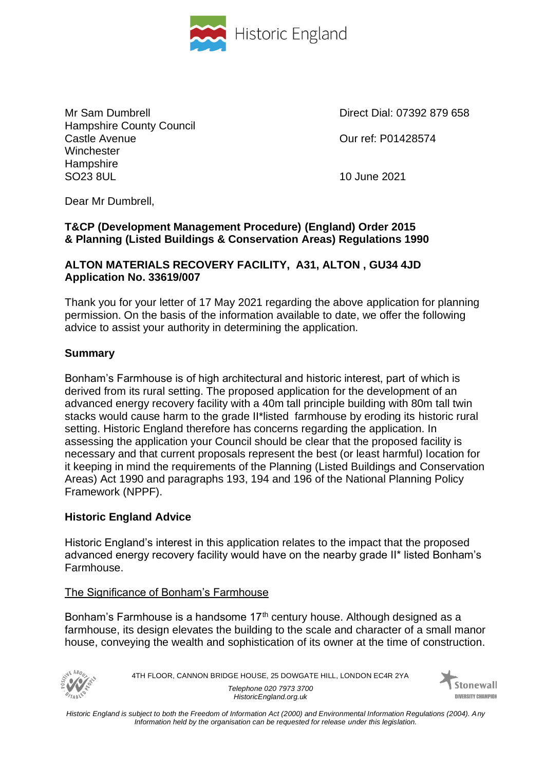Historic England

Mr Sam Dumbrell
Hampshire County Council
Castle Avenue
Winchester
Hampshire
SO23 8UL

Direct Dial: 07392 879 658

Our ref: P01428574

10 June 2021

Dear Mr Dumbrell,

**T&CP (Development Management Procedure) (England) Order 2015**
**& Planning (Listed Buildings & Conservation Areas) Regulations 1990**

**ALTON MATERIALS RECOVERY FACILITY, A31, ALTON , GU34 4JD**
**Application No. 33619/007**

Thank you for your letter of 17 May 2021 regarding the above application for planning permission. On the basis of the information available to date, we offer the following advice to assist your authority in determining the application.

## Summary

Bonham's Farmhouse is of high architectural and historic interest, part of which is derived from its rural setting. The proposed application for the development of an advanced energy recovery facility with a 40m tall principle building with 80m tall twin stacks would cause harm to the grade II*listed farmhouse by eroding its historic rural setting. Historic England therefore has concerns regarding the application. In assessing the application your Council should be clear that the proposed facility is necessary and that current proposals represent the best (or least harmful) location for it keeping in mind the requirements of the Planning (Listed Buildings and Conservation Areas) Act 1990 and paragraphs 193, 194 and 196 of the National Planning Policy Framework (NPPF).

## Historic England Advice

Historic England's interest in this application relates to the impact that the proposed advanced energy recovery facility would have on the nearby grade II* listed Bonham's Farmhouse.

### The Significance of Bonham's Farmhouse

Bonham's Farmhouse is a handsome 17th century house. Although designed as a farmhouse, its design elevates the building to the scale and character of a small manor house, conveying the wealth and sophistication of its owner at the time of construction.

4TH FLOOR, CANNON BRIDGE HOUSE, 25 DOWGATE HILL, LONDON EC4R 2YA

*Telephone 020 7973 3700*
*HistoricEngland.org.uk*

*Historic England is subject to both the Freedom of Information Act (2000) and Environmental Information Regulations (2004). Any Information held by the organisation can be requested for release under this legislation.*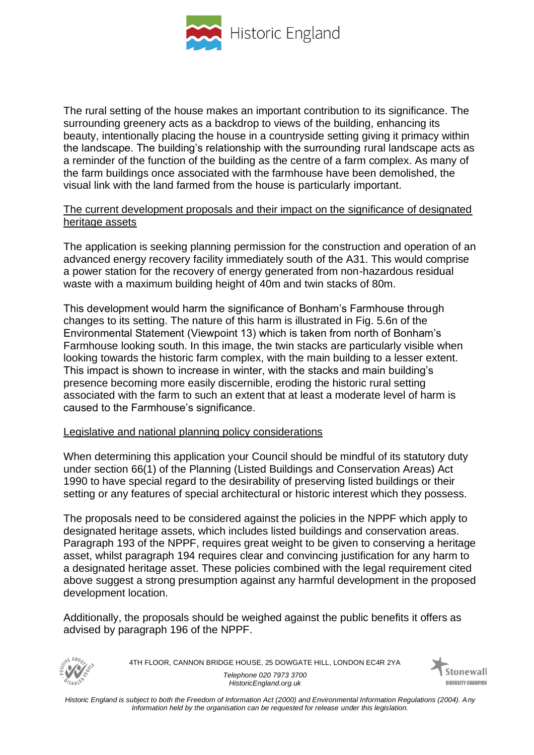The rural setting of the house makes an important contribution to its significance. The surrounding greenery acts as a backdrop to views of the building, enhancing its beauty, intentionally placing the house in a countryside setting giving it primacy within the landscape. The building's relationship with the surrounding rural landscape acts as a reminder of the function of the building as the centre of a farm complex. As many of the farm buildings once associated with the farmhouse have been demolished, the visual link with the land farmed from the house is particularly important.

<u>The current development proposals and their impact on the significance of designated heritage assets</u>

The application is seeking planning permission for the construction and operation of an advanced energy recovery facility immediately south of the A31. This would comprise a power station for the recovery of energy generated from non-hazardous residual waste with a maximum building height of 40m and twin stacks of 80m.

This development would harm the significance of Bonham's Farmhouse through changes to its setting. The nature of this harm is illustrated in Fig. 5.6n of the Environmental Statement (Viewpoint 13) which is taken from north of Bonham's Farmhouse looking south. In this image, the twin stacks are particularly visible when looking towards the historic farm complex, with the main building to a lesser extent. This impact is shown to increase in winter, with the stacks and main building's presence becoming more easily discernible, eroding the historic rural setting associated with the farm to such an extent that at least a moderate level of harm is caused to the Farmhouse's significance.

<u>Legislative and national planning policy considerations</u>

When determining this application your Council should be mindful of its statutory duty under section 66(1) of the Planning (Listed Buildings and Conservation Areas) Act 1990 to have special regard to the desirability of preserving listed buildings or their setting or any features of special architectural or historic interest which they possess.

The proposals need to be considered against the policies in the NPPF which apply to designated heritage assets, which includes listed buildings and conservation areas. Paragraph 193 of the NPPF, requires great weight to be given to conserving a heritage asset, whilst paragraph 194 requires clear and convincing justification for any harm to a designated heritage asset. These policies combined with the legal requirement cited above suggest a strong presumption against any harmful development in the proposed development location.

Additionally, the proposals should be weighed against the public benefits it offers as advised by paragraph 196 of the NPPF.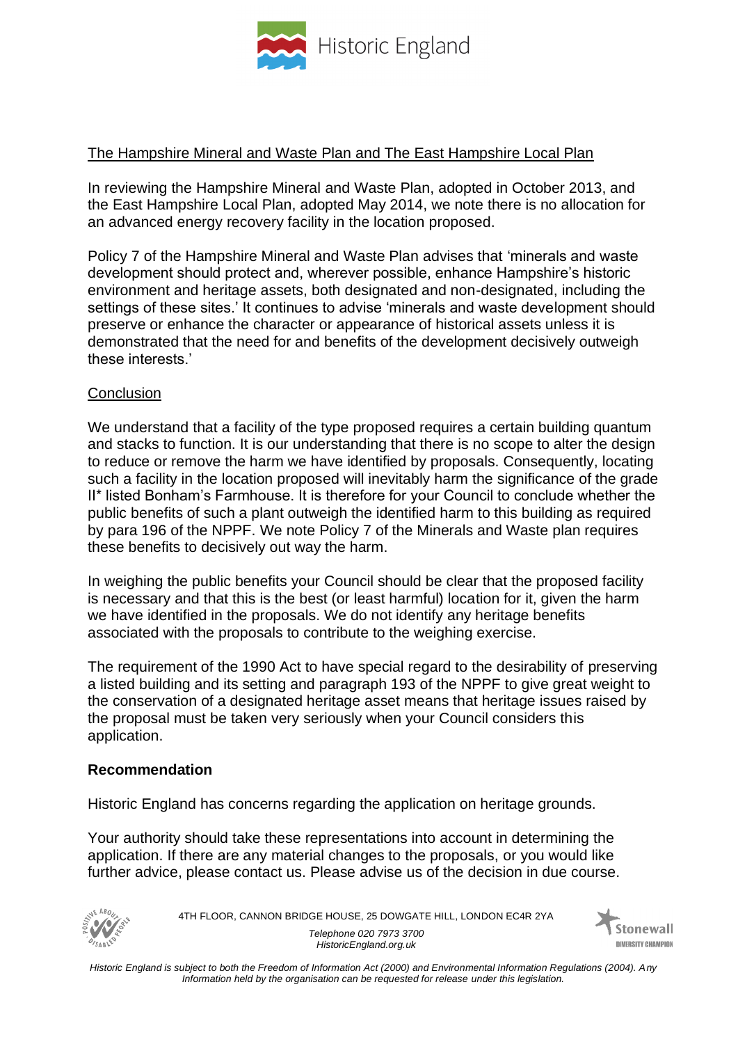The Hampshire Mineral and Waste Plan and The East Hampshire Local Plan

In reviewing the Hampshire Mineral and Waste Plan, adopted in October 2013, and the East Hampshire Local Plan, adopted May 2014, we note there is no allocation for an advanced energy recovery facility in the location proposed.

Policy 7 of the Hampshire Mineral and Waste Plan advises that 'minerals and waste development should protect and, wherever possible, enhance Hampshire's historic environment and heritage assets, both designated and non-designated, including the settings of these sites.' It continues to advise 'minerals and waste development should preserve or enhance the character or appearance of historical assets unless it is demonstrated that the need for and benefits of the development decisively outweigh these interests.'

Conclusion

We understand that a facility of the type proposed requires a certain building quantum and stacks to function. It is our understanding that there is no scope to alter the design to reduce or remove the harm we have identified by proposals. Consequently, locating such a facility in the location proposed will inevitably harm the significance of the grade II* listed Bonham's Farmhouse. It is therefore for your Council to conclude whether the public benefits of such a plant outweigh the identified harm to this building as required by para 196 of the NPPF. We note Policy 7 of the Minerals and Waste plan requires these benefits to decisively out way the harm.

In weighing the public benefits your Council should be clear that the proposed facility is necessary and that this is the best (or least harmful) location for it, given the harm we have identified in the proposals. We do not identify any heritage benefits associated with the proposals to contribute to the weighing exercise.

The requirement of the 1990 Act to have special regard to the desirability of preserving a listed building and its setting and paragraph 193 of the NPPF to give great weight to the conservation of a designated heritage asset means that heritage issues raised by the proposal must be taken very seriously when your Council considers this application.

**Recommendation**

Historic England has concerns regarding the application on heritage grounds.

Your authority should take these representations into account in determining the application. If there are any material changes to the proposals, or you would like further advice, please contact us. Please advise us of the decision in due course.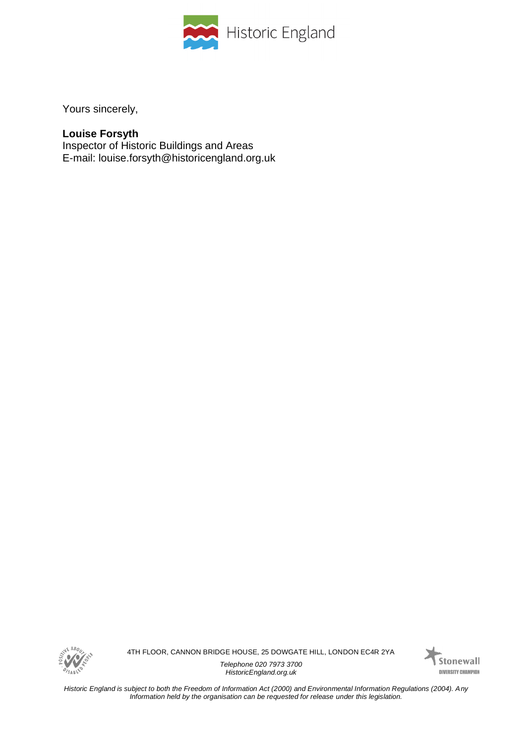Yours sincerely,

**Louise Forsyth**
Inspector of Historic Buildings and Areas
E-mail: louise.forsyth@historicengland.org.uk

4TH FLOOR, CANNON BRIDGE HOUSE, 25 DOWGATE HILL, LONDON EC4R 2YA

*Telephone 020 7973 3700*
*HistoricEngland.org.uk*

*Historic England is subject to both the Freedom of Information Act (2000) and Environmental Information Regulations (2004). Any Information held by the organisation can be requested for release under this legislation.*